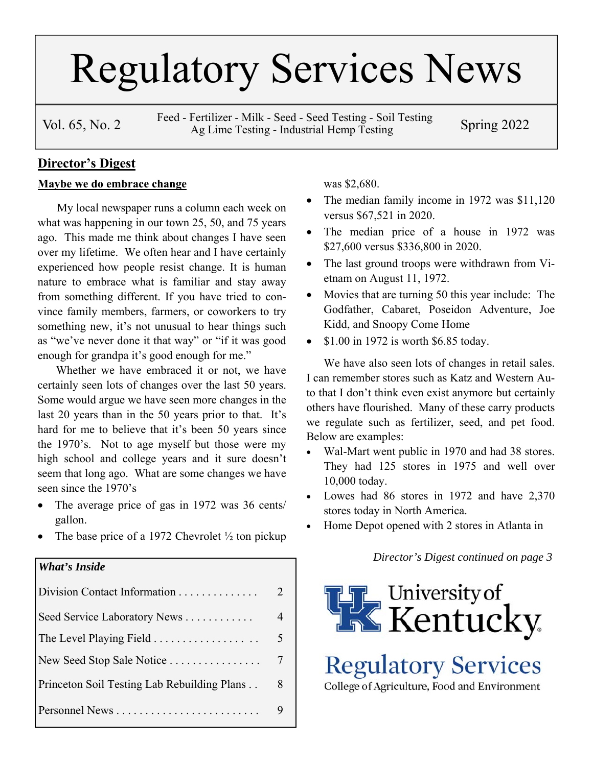# Regulatory Services News

Vol. 65, No. 2 | Feed - Fertilizer - Milk - Seed - Seed Testing - Soil Testing Ag Lime Testing - Industrial Hemp Testing | Spring 2022

## Director's Digest

### Maybe we do embrace change

My local newspaper runs a column each week on what was happening in our town 25, 50, and 75 years ago. This made me think about changes I have seen over my lifetime. We often hear and I have certainly experienced how people resist change. It is human nature to embrace what is familiar and stay away from something different. If you have tried to convince family members, farmers, or coworkers to try something new, it's not unusual to hear things such as "we've never done it that way" or "if it was good enough for grandpa it's good enough for me."

Whether we have embraced it or not, we have certainly seen lots of changes over the last 50 years. Some would argue we have seen more changes in the last 20 years than in the 50 years prior to that. It's hard for me to believe that it's been 50 years since the 1970's. Not to age myself but those were my high school and college years and it sure doesn't seem that long ago. What are some changes we have seen since the 1970's

- The average price of gas in 1972 was 36 cents/gallon.
- The base price of a 1972 Chevrolet ½ ton pickup was $2,680.
- The median family income in 1972 was $11,120 versus $67,521 in 2020.
- The median price of a house in 1972 was $27,600 versus $336,800 in 2020.
- The last ground troops were withdrawn from Vietnam on August 11, 1972.
- Movies that are turning 50 this year include: The Godfather, Cabaret, Poseidon Adventure, Joe Kidd, and Snoopy Come Home
- $1.00 in 1972 is worth $6.85 today.

We have also seen lots of changes in retail sales. I can remember stores such as Katz and Western Auto that I don't think even exist anymore but certainly others have flourished. Many of these carry products we regulate such as fertilizer, seed, and pet food. Below are examples:

- Wal-Mart went public in 1970 and had 38 stores. They had 125 stores in 1975 and well over 10,000 today.
- Lowes had 86 stores in 1972 and have 2,370 stores today in North America.
- Home Depot opened with 2 stores in Atlanta in

*Director's Digest continued on page 3*

| ***What's Inside*** | |
|---|---|
| Division Contact Information | 2 |
| Seed Service Laboratory News | 4 |
| The Level Playing Field | 5 |
| New Seed Stop Sale Notice | 7 |
| Princeton Soil Testing Lab Rebuilding Plans | 8 |
| Personnel News | 9 |

University of Kentucky

Regulatory Services

College of Agriculture, Food and Environment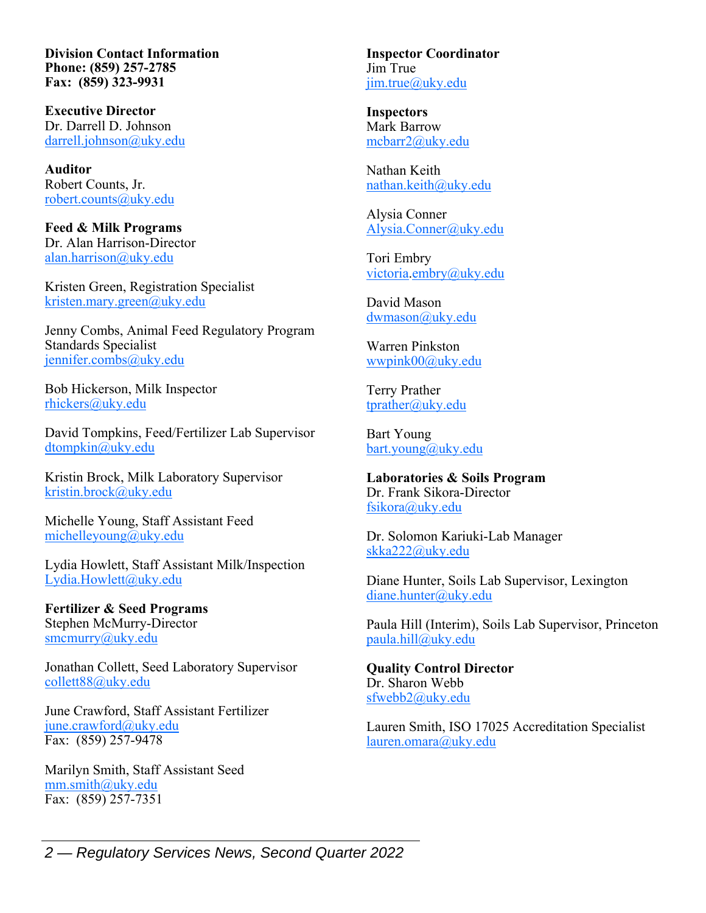**Division Contact Information**
**Phone: (859) 257-2785**
**Fax: (859) 323-9931**

**Executive Director**
Dr. Darrell D. Johnson
darrell.johnson@uky.edu

**Auditor**
Robert Counts, Jr.
robert.counts@uky.edu

**Feed & Milk Programs**
Dr. Alan Harrison-Director
alan.harrison@uky.edu

Kristen Green, Registration Specialist
kristen.mary.green@uky.edu

Jenny Combs, Animal Feed Regulatory Program Standards Specialist
jennifer.combs@uky.edu

Bob Hickerson, Milk Inspector
rhickers@uky.edu

David Tompkins, Feed/Fertilizer Lab Supervisor
dtompkin@uky.edu

Kristin Brock, Milk Laboratory Supervisor
kristin.brock@uky.edu

Michelle Young, Staff Assistant Feed
michelleyoung@uky.edu

Lydia Howlett, Staff Assistant Milk/Inspection
Lydia.Howlett@uky.edu

**Fertilizer & Seed Programs**
Stephen McMurry-Director
smcmurry@uky.edu

Jonathan Collett, Seed Laboratory Supervisor
collett88@uky.edu

June Crawford, Staff Assistant Fertilizer
june.crawford@uky.edu
Fax: (859) 257-9478

Marilyn Smith, Staff Assistant Seed
mm.smith@uky.edu
Fax: (859) 257-7351

**Inspector Coordinator**
Jim True
jim.true@uky.edu

**Inspectors**
Mark Barrow
mcbarr2@uky.edu

Nathan Keith
nathan.keith@uky.edu

Alysia Conner
Alysia.Conner@uky.edu

Tori Embry
victoria.embry@uky.edu

David Mason
dwmason@uky.edu

Warren Pinkston
wwpink00@uky.edu

Terry Prather
tprather@uky.edu

Bart Young
bart.young@uky.edu

**Laboratories & Soils Program**
Dr. Frank Sikora-Director
fsikora@uky.edu

Dr. Solomon Kariuki-Lab Manager
skka222@uky.edu

Diane Hunter, Soils Lab Supervisor, Lexington
diane.hunter@uky.edu

Paula Hill (Interim), Soils Lab Supervisor, Princeton
paula.hill@uky.edu

**Quality Control Director**
Dr. Sharon Webb
sfwebb2@uky.edu

Lauren Smith, ISO 17025 Accreditation Specialist
lauren.omara@uky.edu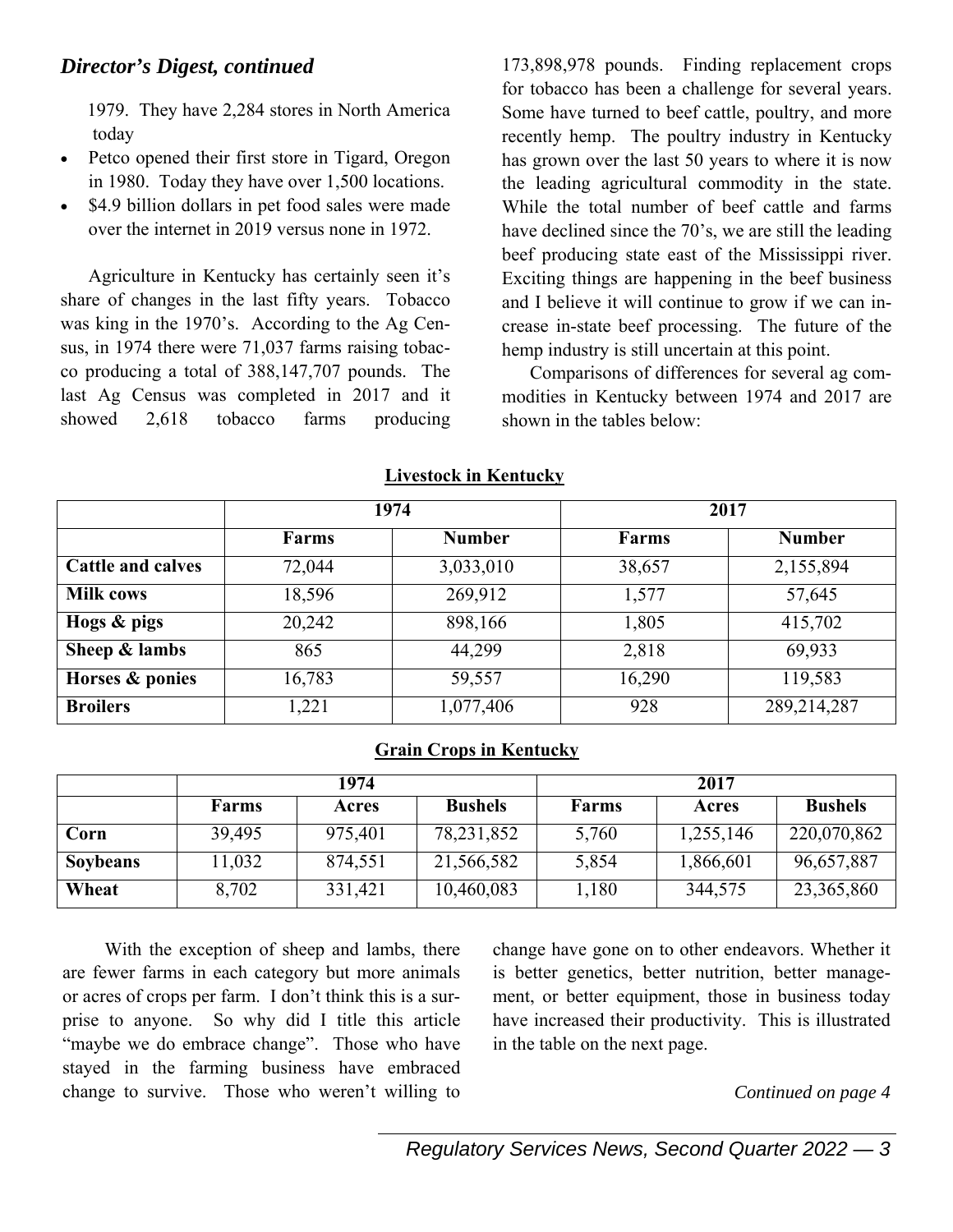## *Director's Digest, continued*

1979. They have 2,284 stores in North America today

- Petco opened their first store in Tigard, Oregon in 1980. Today they have over 1,500 locations.
- $4.9 billion dollars in pet food sales were made over the internet in 2019 versus none in 1972.

Agriculture in Kentucky has certainly seen it's share of changes in the last fifty years. Tobacco was king in the 1970's. According to the Ag Census, in 1974 there were 71,037 farms raising tobacco producing a total of 388,147,707 pounds. The last Ag Census was completed in 2017 and it showed 2,618 tobacco farms producing 173,898,978 pounds. Finding replacement crops for tobacco has been a challenge for several years. Some have turned to beef cattle, poultry, and more recently hemp. The poultry industry in Kentucky has grown over the last 50 years to where it is now the leading agricultural commodity in the state. While the total number of beef cattle and farms have declined since the 70's, we are still the leading beef producing state east of the Mississippi river. Exciting things are happening in the beef business and I believe it will continue to grow if we can increase in-state beef processing. The future of the hemp industry is still uncertain at this point.

Comparisons of differences for several ag commodities in Kentucky between 1974 and 2017 are shown in the tables below:

**Livestock in Kentucky**

| | 1974 | | 2017 | |
|---|---|---|---|---|
| | **Farms** | **Number** | **Farms** | **Number** |
| **Cattle and calves** | 72,044 | 3,033,010 | 38,657 | 2,155,894 |
| **Milk cows** | 18,596 | 269,912 | 1,577 | 57,645 |
| **Hogs & pigs** | 20,242 | 898,166 | 1,805 | 415,702 |
| **Sheep & lambs** | 865 | 44,299 | 2,818 | 69,933 |
| **Horses & ponies** | 16,783 | 59,557 | 16,290 | 119,583 |
| **Broilers** | 1,221 | 1,077,406 | 928 | 289,214,287 |

**Grain Crops in Kentucky**

| | 1974 | | | 2017 | | |
|---|---|---|---|---|---|---|
| | **Farms** | **Acres** | **Bushels** | **Farms** | **Acres** | **Bushels** |
| **Corn** | 39,495 | 975,401 | 78,231,852 | 5,760 | 1,255,146 | 220,070,862 |
| **Soybeans** | 11,032 | 874,551 | 21,566,582 | 5,854 | 1,866,601 | 96,657,887 |
| **Wheat** | 8,702 | 331,421 | 10,460,083 | 1,180 | 344,575 | 23,365,860 |

With the exception of sheep and lambs, there are fewer farms in each category but more animals or acres of crops per farm. I don't think this is a surprise to anyone. So why did I title this article "maybe we do embrace change". Those who have stayed in the farming business have embraced change to survive. Those who weren't willing to change have gone on to other endeavors. Whether it is better genetics, better nutrition, better management, or better equipment, those in business today have increased their productivity. This is illustrated in the table on the next page.

*Continued on page 4*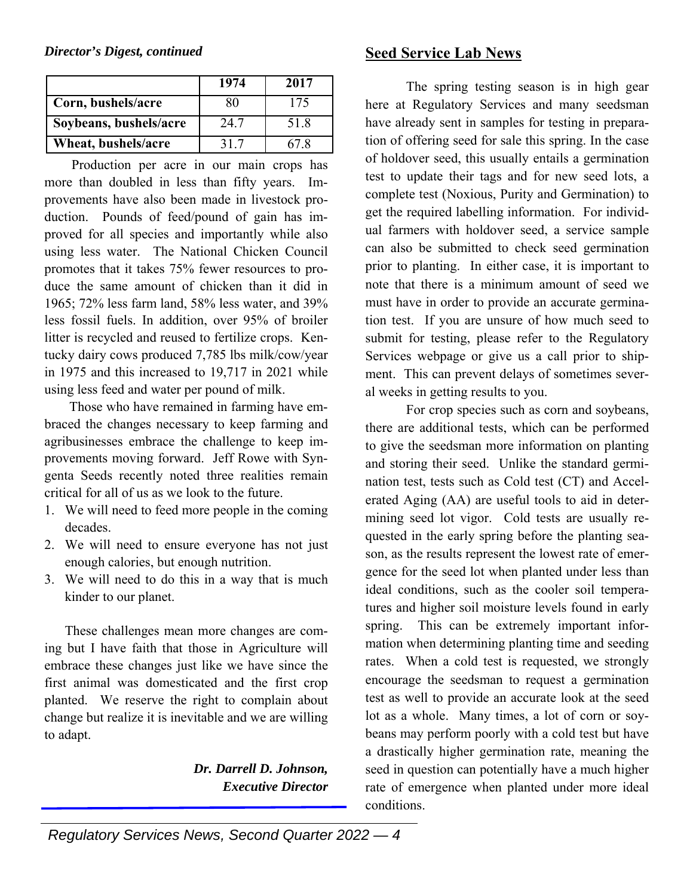*Director's Digest, continued*

| | 1974 | 2017 |
|---|---|---|
| **Corn, bushels/acre** | 80 | 175 |
| **Soybeans, bushels/acre** | 24.7 | 51.8 |
| **Wheat, bushels/acre** | 31.7 | 67.8 |

Production per acre in our main crops has more than doubled in less than fifty years. Improvements have also been made in livestock production. Pounds of feed/pound of gain has improved for all species and importantly while also using less water. The National Chicken Council promotes that it takes 75% fewer resources to produce the same amount of chicken than it did in 1965; 72% less farm land, 58% less water, and 39% less fossil fuels. In addition, over 95% of broiler litter is recycled and reused to fertilize crops. Kentucky dairy cows produced 7,785 lbs milk/cow/year in 1975 and this increased to 19,717 in 2021 while using less feed and water per pound of milk.

Those who have remained in farming have embraced the changes necessary to keep farming and agribusinesses embrace the challenge to keep improvements moving forward. Jeff Rowe with Syngenta Seeds recently noted three realities remain critical for all of us as we look to the future.

1. We will need to feed more people in the coming decades.
2. We will need to ensure everyone has not just enough calories, but enough nutrition.
3. We will need to do this in a way that is much kinder to our planet.

These challenges mean more changes are coming but I have faith that those in Agriculture will embrace these changes just like we have since the first animal was domesticated and the first crop planted. We reserve the right to complain about change but realize it is inevitable and we are willing to adapt.

***Dr. Darrell D. Johnson,***
***Executive Director***

## Seed Service Lab News

The spring testing season is in high gear here at Regulatory Services and many seedsman have already sent in samples for testing in preparation of offering seed for sale this spring. In the case of holdover seed, this usually entails a germination test to update their tags and for new seed lots, a complete test (Noxious, Purity and Germination) to get the required labelling information. For individual farmers with holdover seed, a service sample can also be submitted to check seed germination prior to planting. In either case, it is important to note that there is a minimum amount of seed we must have in order to provide an accurate germination test. If you are unsure of how much seed to submit for testing, please refer to the Regulatory Services webpage or give us a call prior to shipment. This can prevent delays of sometimes several weeks in getting results to you.

For crop species such as corn and soybeans, there are additional tests, which can be performed to give the seedsman more information on planting and storing their seed. Unlike the standard germination test, tests such as Cold test (CT) and Accelerated Aging (AA) are useful tools to aid in determining seed lot vigor. Cold tests are usually requested in the early spring before the planting season, as the results represent the lowest rate of emergence for the seed lot when planted under less than ideal conditions, such as the cooler soil temperatures and higher soil moisture levels found in early spring. This can be extremely important information when determining planting time and seeding rates. When a cold test is requested, we strongly encourage the seedsman to request a germination test as well to provide an accurate look at the seed lot as a whole. Many times, a lot of corn or soybeans may perform poorly with a cold test but have a drastically higher germination rate, meaning the seed in question can potentially have a much higher rate of emergence when planted under more ideal conditions.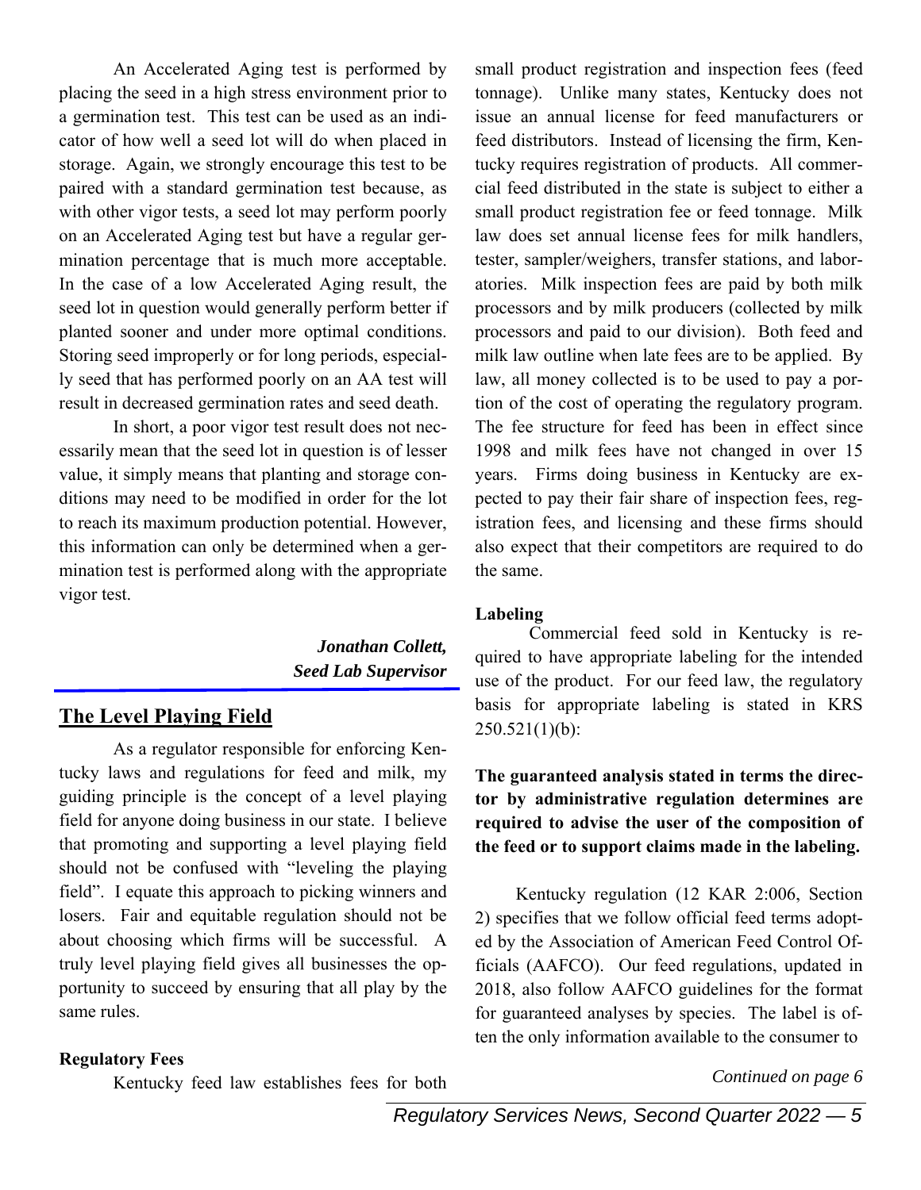An Accelerated Aging test is performed by placing the seed in a high stress environment prior to a germination test. This test can be used as an indicator of how well a seed lot will do when placed in storage. Again, we strongly encourage this test to be paired with a standard germination test because, as with other vigor tests, a seed lot may perform poorly on an Accelerated Aging test but have a regular germination percentage that is much more acceptable. In the case of a low Accelerated Aging result, the seed lot in question would generally perform better if planted sooner and under more optimal conditions. Storing seed improperly or for long periods, especially seed that has performed poorly on an AA test will result in decreased germination rates and seed death.

In short, a poor vigor test result does not necessarily mean that the seed lot in question is of lesser value, it simply means that planting and storage conditions may need to be modified in order for the lot to reach its maximum production potential. However, this information can only be determined when a germination test is performed along with the appropriate vigor test.

***Jonathan Collett,***
***Seed Lab Supervisor***

## The Level Playing Field

As a regulator responsible for enforcing Kentucky laws and regulations for feed and milk, my guiding principle is the concept of a level playing field for anyone doing business in our state. I believe that promoting and supporting a level playing field should not be confused with "leveling the playing field". I equate this approach to picking winners and losers. Fair and equitable regulation should not be about choosing which firms will be successful. A truly level playing field gives all businesses the opportunity to succeed by ensuring that all play by the same rules.

**Regulatory Fees**

Kentucky feed law establishes fees for both small product registration and inspection fees (feed tonnage). Unlike many states, Kentucky does not issue an annual license for feed manufacturers or feed distributors. Instead of licensing the firm, Kentucky requires registration of products. All commercial feed distributed in the state is subject to either a small product registration fee or feed tonnage. Milk law does set annual license fees for milk handlers, tester, sampler/weighers, transfer stations, and laboratories. Milk inspection fees are paid by both milk processors and by milk producers (collected by milk processors and paid to our division). Both feed and milk law outline when late fees are to be applied. By law, all money collected is to be used to pay a portion of the cost of operating the regulatory program. The fee structure for feed has been in effect since 1998 and milk fees have not changed in over 15 years. Firms doing business in Kentucky are expected to pay their fair share of inspection fees, registration fees, and licensing and these firms should also expect that their competitors are required to do the same.

**Labeling**

Commercial feed sold in Kentucky is required to have appropriate labeling for the intended use of the product. For our feed law, the regulatory basis for appropriate labeling is stated in KRS 250.521(1)(b):

**The guaranteed analysis stated in terms the director by administrative regulation determines are required to advise the user of the composition of the feed or to support claims made in the labeling.**

Kentucky regulation (12 KAR 2:006, Section 2) specifies that we follow official feed terms adopted by the Association of American Feed Control Officials (AAFCO). Our feed regulations, updated in 2018, also follow AAFCO guidelines for the format for guaranteed analyses by species. The label is often the only information available to the consumer to

*Continued on page 6*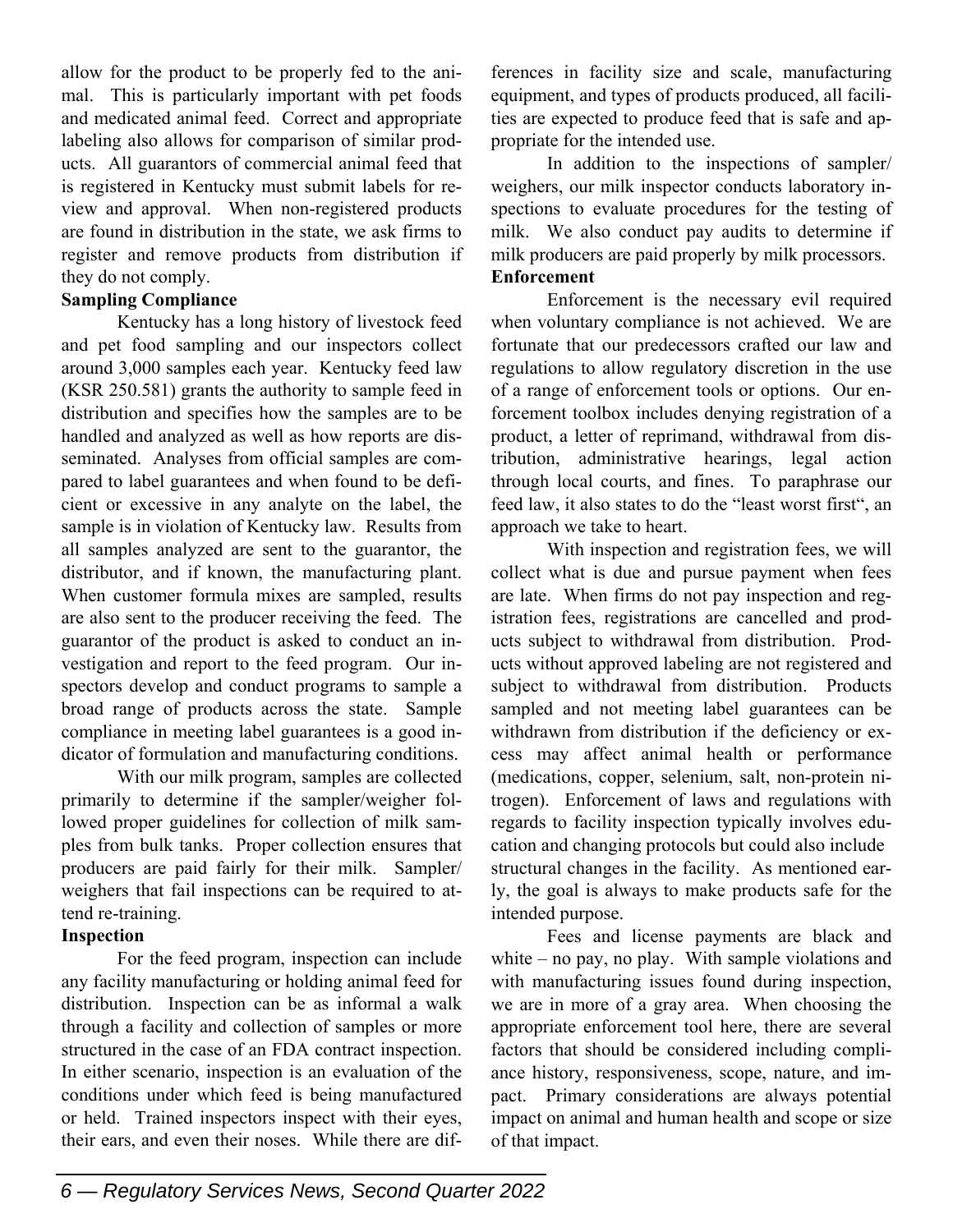allow for the product to be properly fed to the animal. This is particularly important with pet foods and medicated animal feed. Correct and appropriate labeling also allows for comparison of similar products. All guarantors of commercial animal feed that is registered in Kentucky must submit labels for review and approval. When non-registered products are found in distribution in the state, we ask firms to register and remove products from distribution if they do not comply.

**Sampling Compliance**

Kentucky has a long history of livestock feed and pet food sampling and our inspectors collect around 3,000 samples each year. Kentucky feed law (KSR 250.581) grants the authority to sample feed in distribution and specifies how the samples are to be handled and analyzed as well as how reports are disseminated. Analyses from official samples are compared to label guarantees and when found to be deficient or excessive in any analyte on the label, the sample is in violation of Kentucky law. Results from all samples analyzed are sent to the guarantor, the distributor, and if known, the manufacturing plant. When customer formula mixes are sampled, results are also sent to the producer receiving the feed. The guarantor of the product is asked to conduct an investigation and report to the feed program. Our inspectors develop and conduct programs to sample a broad range of products across the state. Sample compliance in meeting label guarantees is a good indicator of formulation and manufacturing conditions.

With our milk program, samples are collected primarily to determine if the sampler/weigher followed proper guidelines for collection of milk samples from bulk tanks. Proper collection ensures that producers are paid fairly for their milk. Sampler/weighers that fail inspections can be required to attend re-training.

**Inspection**

For the feed program, inspection can include any facility manufacturing or holding animal feed for distribution. Inspection can be as informal a walk through a facility and collection of samples or more structured in the case of an FDA contract inspection. In either scenario, inspection is an evaluation of the conditions under which feed is being manufactured or held. Trained inspectors inspect with their eyes, their ears, and even their noses. While there are differences in facility size and scale, manufacturing equipment, and types of products produced, all facilities are expected to produce feed that is safe and appropriate for the intended use.

In addition to the inspections of sampler/weighers, our milk inspector conducts laboratory inspections to evaluate procedures for the testing of milk. We also conduct pay audits to determine if milk producers are paid properly by milk processors.

**Enforcement**

Enforcement is the necessary evil required when voluntary compliance is not achieved. We are fortunate that our predecessors crafted our law and regulations to allow regulatory discretion in the use of a range of enforcement tools or options. Our enforcement toolbox includes denying registration of a product, a letter of reprimand, withdrawal from distribution, administrative hearings, legal action through local courts, and fines. To paraphrase our feed law, it also states to do the "least worst first", an approach we take to heart.

With inspection and registration fees, we will collect what is due and pursue payment when fees are late. When firms do not pay inspection and registration fees, registrations are cancelled and products subject to withdrawal from distribution. Products without approved labeling are not registered and subject to withdrawal from distribution. Products sampled and not meeting label guarantees can be withdrawn from distribution if the deficiency or excess may affect animal health or performance (medications, copper, selenium, salt, non-protein nitrogen). Enforcement of laws and regulations with regards to facility inspection typically involves education and changing protocols but could also include structural changes in the facility. As mentioned early, the goal is always to make products safe for the intended purpose.

Fees and license payments are black and white – no pay, no play. With sample violations and with manufacturing issues found during inspection, we are in more of a gray area. When choosing the appropriate enforcement tool here, there are several factors that should be considered including compliance history, responsiveness, scope, nature, and impact. Primary considerations are always potential impact on animal and human health and scope or size of that impact.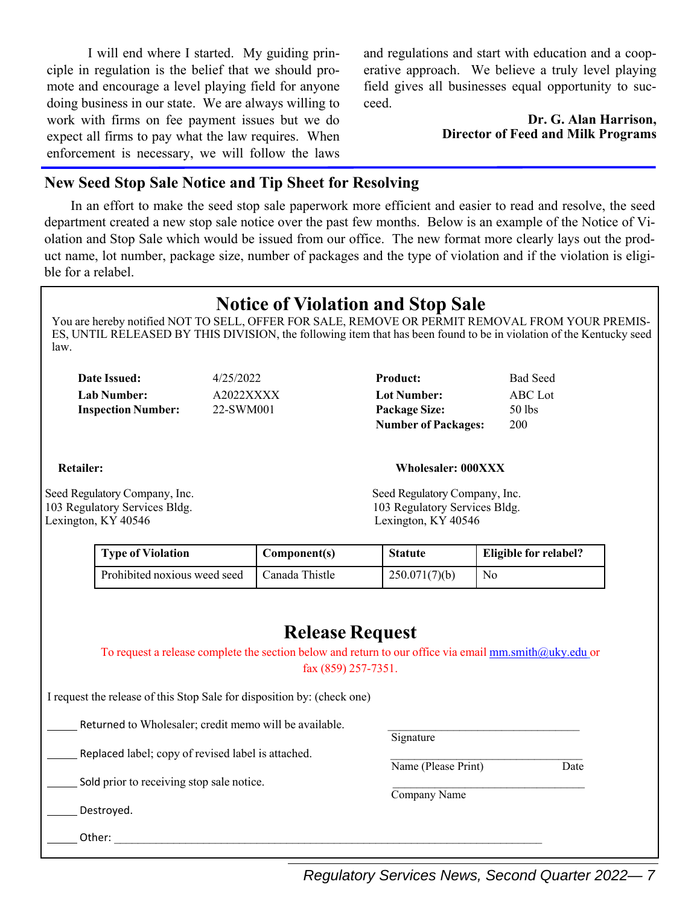I will end where I started. My guiding principle in regulation is the belief that we should promote and encourage a level playing field for anyone doing business in our state. We are always willing to work with firms on fee payment issues but we do expect all firms to pay what the law requires. When enforcement is necessary, we will follow the laws and regulations and start with education and a cooperative approach. We believe a truly level playing field gives all businesses equal opportunity to succeed.

**Dr. G. Alan Harrison,**
**Director of Feed and Milk Programs**

## New Seed Stop Sale Notice and Tip Sheet for Resolving

In an effort to make the seed stop sale paperwork more efficient and easier to read and resolve, the seed department created a new stop sale notice over the past few months. Below is an example of the Notice of Violation and Stop Sale which would be issued from our office. The new format more clearly lays out the product name, lot number, package size, number of packages and the type of violation and if the violation is eligible for a relabel.

### Notice of Violation and Stop Sale

You are hereby notified NOT TO SELL, OFFER FOR SALE, REMOVE OR PERMIT REMOVAL FROM YOUR PREMISES, UNTIL RELEASED BY THIS DIVISION, the following item that has been found to be in violation of the Kentucky seed law.

**Date Issued:** 4/25/2022
**Lab Number:** A2022XXXX
**Inspection Number:** 22-SWM001

**Product:** Bad Seed
**Lot Number:** ABC Lot
**Package Size:** 50 lbs
**Number of Packages:** 200

**Retailer:**

Seed Regulatory Company, Inc.
103 Regulatory Services Bldg.
Lexington, KY 40546

**Wholesaler: 000XXX**

Seed Regulatory Company, Inc.
103 Regulatory Services Bldg.
Lexington, KY 40546

| Type of Violation | Component(s) | Statute | Eligible for relabel? |
|---|---|---|---|
| Prohibited noxious weed seed | Canada Thistle | 250.071(7)(b) | No |

### Release Request

To request a release complete the section below and return to our office via email mm.smith@uky.edu or fax (859) 257-7351.

I request the release of this Stop Sale for disposition by: (check one)

_____ Returned to Wholesaler; credit memo will be available.

_____ Replaced label; copy of revised label is attached.

_____ Sold prior to receiving stop sale notice.

_____ Destroyed.

_____ Other: ____________________________________________

________________________________
Signature

________________________________
Name (Please Print) Date

________________________________
Company Name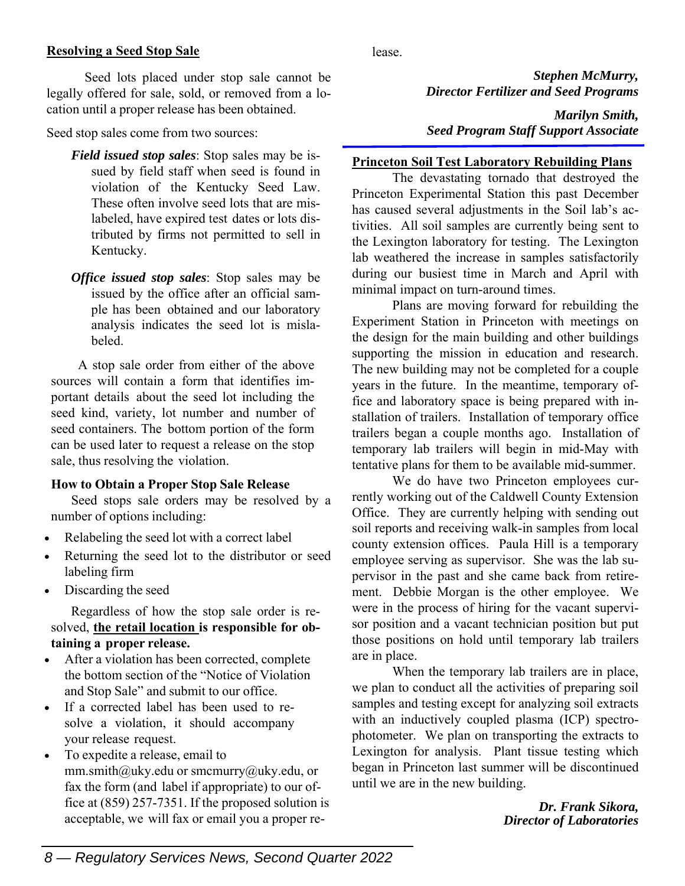## Resolving a Seed Stop Sale

Seed lots placed under stop sale cannot be legally offered for sale, sold, or removed from a location until a proper release has been obtained.

Seed stop sales come from two sources:

- ***Field issued stop sales***: Stop sales may be issued by field staff when seed is found in violation of the Kentucky Seed Law. These often involve seed lots that are mislabeled, have expired test dates or lots distributed by firms not permitted to sell in Kentucky.
- ***Office issued stop sales***: Stop sales may be issued by the office after an official sample has been obtained and our laboratory analysis indicates the seed lot is mislabeled.

A stop sale order from either of the above sources will contain a form that identifies important details about the seed lot including the seed kind, variety, lot number and number of seed containers. The bottom portion of the form can be used later to request a release on the stop sale, thus resolving the violation.

### How to Obtain a Proper Stop Sale Release

Seed stops sale orders may be resolved by a number of options including:

- Relabeling the seed lot with a correct label
- Returning the seed lot to the distributor or seed labeling firm
- Discarding the seed

Regardless of how the stop sale order is resolved, **the retail location is responsible for obtaining a proper release.**

- After a violation has been corrected, complete the bottom section of the "Notice of Violation and Stop Sale" and submit to our office.
- If a corrected label has been used to resolve a violation, it should accompany your release request.
- To expedite a release, email to mm.smith@uky.edu or smcmurry@uky.edu, or fax the form (and label if appropriate) to our office at (859) 257-7351. If the proposed solution is acceptable, we will fax or email you a proper release.

***Stephen McMurry,***
***Director Fertilizer and Seed Programs***

***Marilyn Smith,***
***Seed Program Staff Support Associate***

## Princeton Soil Test Laboratory Rebuilding Plans

The devastating tornado that destroyed the Princeton Experimental Station this past December has caused several adjustments in the Soil lab's activities. All soil samples are currently being sent to the Lexington laboratory for testing. The Lexington lab weathered the increase in samples satisfactorily during our busiest time in March and April with minimal impact on turn-around times.

Plans are moving forward for rebuilding the Experiment Station in Princeton with meetings on the design for the main building and other buildings supporting the mission in education and research. The new building may not be completed for a couple years in the future. In the meantime, temporary office and laboratory space is being prepared with installation of trailers. Installation of temporary office trailers began a couple months ago. Installation of temporary lab trailers will begin in mid-May with tentative plans for them to be available mid-summer.

We do have two Princeton employees currently working out of the Caldwell County Extension Office. They are currently helping with sending out soil reports and receiving walk-in samples from local county extension offices. Paula Hill is a temporary employee serving as supervisor. She was the lab supervisor in the past and she came back from retirement. Debbie Morgan is the other employee. We were in the process of hiring for the vacant supervisor position and a vacant technician position but put those positions on hold until temporary lab trailers are in place.

When the temporary lab trailers are in place, we plan to conduct all the activities of preparing soil samples and testing except for analyzing soil extracts with an inductively coupled plasma (ICP) spectrophotometer. We plan on transporting the extracts to Lexington for analysis. Plant tissue testing which began in Princeton last summer will be discontinued until we are in the new building.

***Dr. Frank Sikora,***
***Director of Laboratories***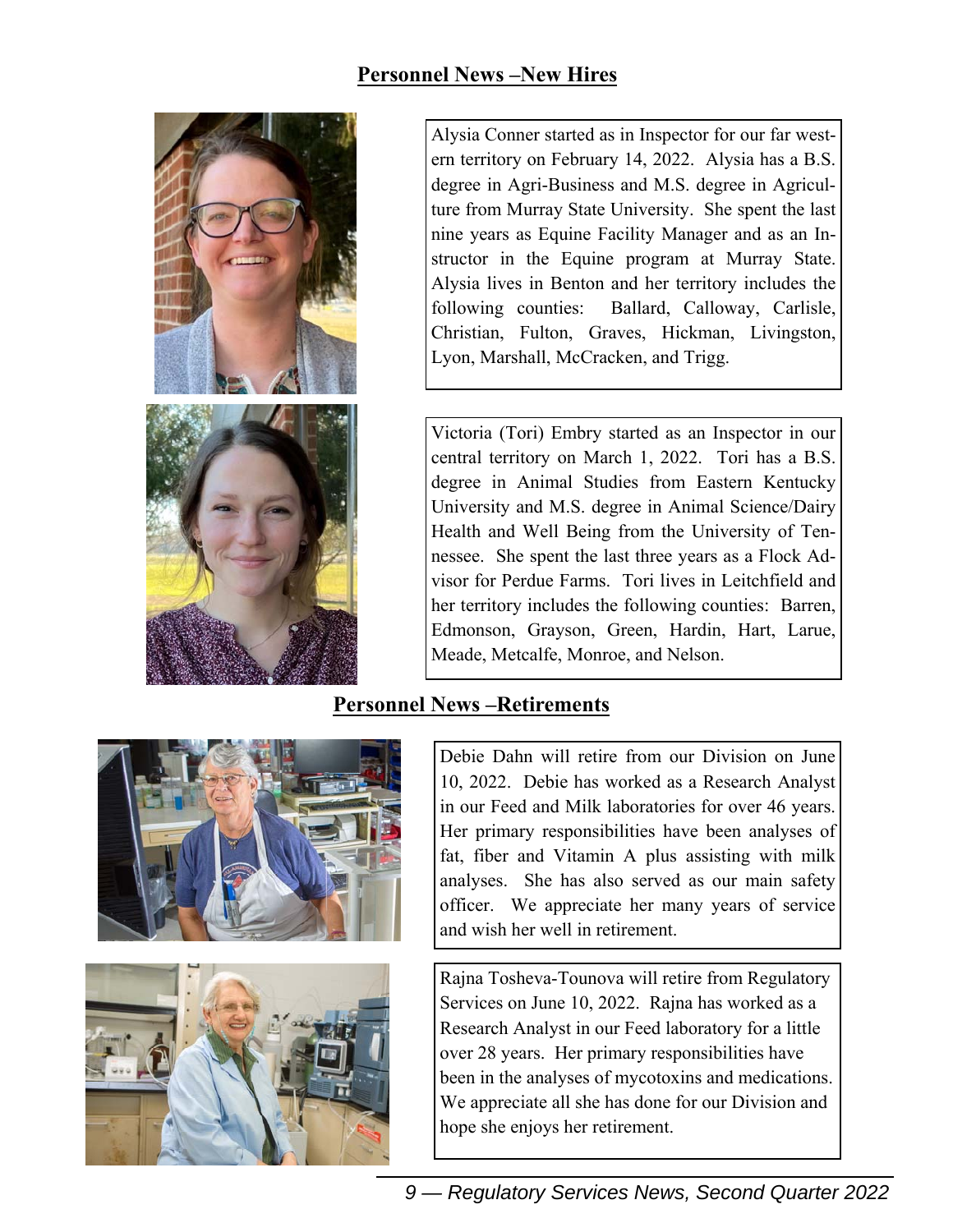## Personnel News –New Hires

Alysia Conner started as in Inspector for our far western territory on February 14, 2022. Alysia has a B.S. degree in Agri-Business and M.S. degree in Agriculture from Murray State University. She spent the last nine years as Equine Facility Manager and as an Instructor in the Equine program at Murray State. Alysia lives in Benton and her territory includes the following counties: Ballard, Calloway, Carlisle, Christian, Fulton, Graves, Hickman, Livingston, Lyon, Marshall, McCracken, and Trigg.

Victoria (Tori) Embry started as an Inspector in our central territory on March 1, 2022. Tori has a B.S. degree in Animal Studies from Eastern Kentucky University and M.S. degree in Animal Science/Dairy Health and Well Being from the University of Tennessee. She spent the last three years as a Flock Advisor for Perdue Farms. Tori lives in Leitchfield and her territory includes the following counties: Barren, Edmonson, Grayson, Green, Hardin, Hart, Larue, Meade, Metcalfe, Monroe, and Nelson.

## Personnel News –Retirements

Debie Dahn will retire from our Division on June 10, 2022. Debie has worked as a Research Analyst in our Feed and Milk laboratories for over 46 years. Her primary responsibilities have been analyses of fat, fiber and Vitamin A plus assisting with milk analyses. She has also served as our main safety officer. We appreciate her many years of service and wish her well in retirement.

Rajna Tosheva-Tounova will retire from Regulatory Services on June 10, 2022. Rajna has worked as a Research Analyst in our Feed laboratory for a little over 28 years. Her primary responsibilities have been in the analyses of mycotoxins and medications. We appreciate all she has done for our Division and hope she enjoys her retirement.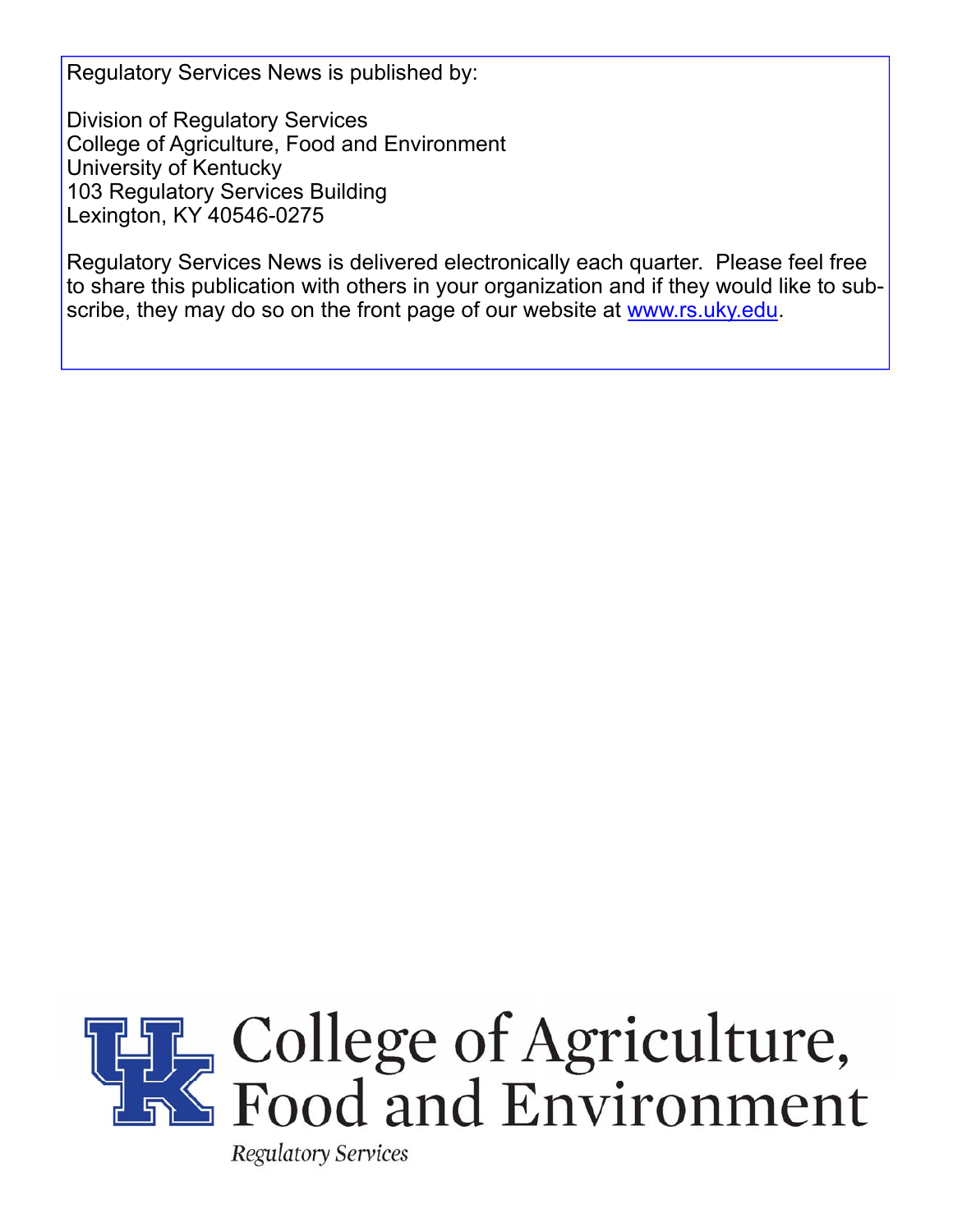Regulatory Services News is published by:

Division of Regulatory Services
College of Agriculture, Food and Environment
University of Kentucky
103 Regulatory Services Building
Lexington, KY 40546-0275

Regulatory Services News is delivered electronically each quarter. Please feel free to share this publication with others in your organization and if they would like to subscribe, they may do so on the front page of our website at www.rs.uky.edu.

College of Agriculture, Food and Environment

*Regulatory Services*